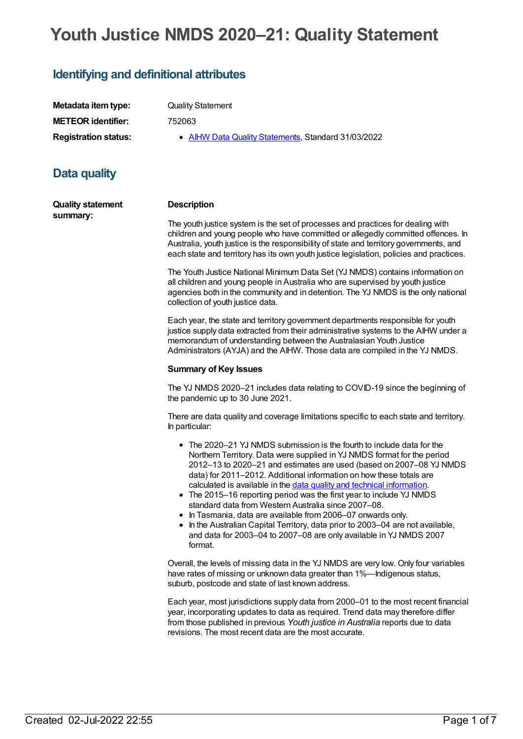# Youth Justice NMDS 2020–21: Quality Statement

## Identifying and definitional attributes

| | |
|---|---|
| **Metadata item type:** | Quality Statement |
| **METEOR identifier:** | 752063 |
| **Registration status:** | • AIHW Data Quality Statements, Standard 31/03/2022 |

## Data quality

**Quality statement summary:**

**Description**

The youth justice system is the set of processes and practices for dealing with children and young people who have committed or allegedly committed offences. In Australia, youth justice is the responsibility of state and territory governments, and each state and territory has its own youth justice legislation, policies and practices.

The Youth Justice National Minimum Data Set (YJ NMDS) contains information on all children and young people in Australia who are supervised by youth justice agencies both in the community and in detention. The YJ NMDS is the only national collection of youth justice data.

Each year, the state and territory government departments responsible for youth justice supply data extracted from their administrative systems to the AIHW under a memorandum of understanding between the Australasian Youth Justice Administrators (AYJA) and the AIHW. Those data are compiled in the YJ NMDS.

**Summary of Key Issues**

The YJ NMDS 2020–21 includes data relating to COVID-19 since the beginning of the pandemic up to 30 June 2021.

There are data quality and coverage limitations specific to each state and territory. In particular:

- The 2020–21 YJ NMDS submission is the fourth to include data for the Northern Territory. Data were supplied in YJ NMDS format for the period 2012–13 to 2020–21 and estimates are used (based on 2007–08 YJ NMDS data) for 2011–2012. Additional information on how these totals are calculated is available in the data quality and technical information.
- The 2015–16 reporting period was the first year to include YJ NMDS standard data from Western Australia since 2007–08.
- In Tasmania, data are available from 2006–07 onwards only.
- In the Australian Capital Territory, data prior to 2003–04 are not available, and data for 2003–04 to 2007–08 are only available in YJ NMDS 2007 format.

Overall, the levels of missing data in the YJ NMDS are very low. Only four variables have rates of missing or unknown data greater than 1%—Indigenous status, suburb, postcode and state of last known address.

Each year, most jurisdictions supply data from 2000–01 to the most recent financial year, incorporating updates to data as required. Trend data may therefore differ from those published in previous *Youth justice in Australia* reports due to data revisions. The most recent data are the most accurate.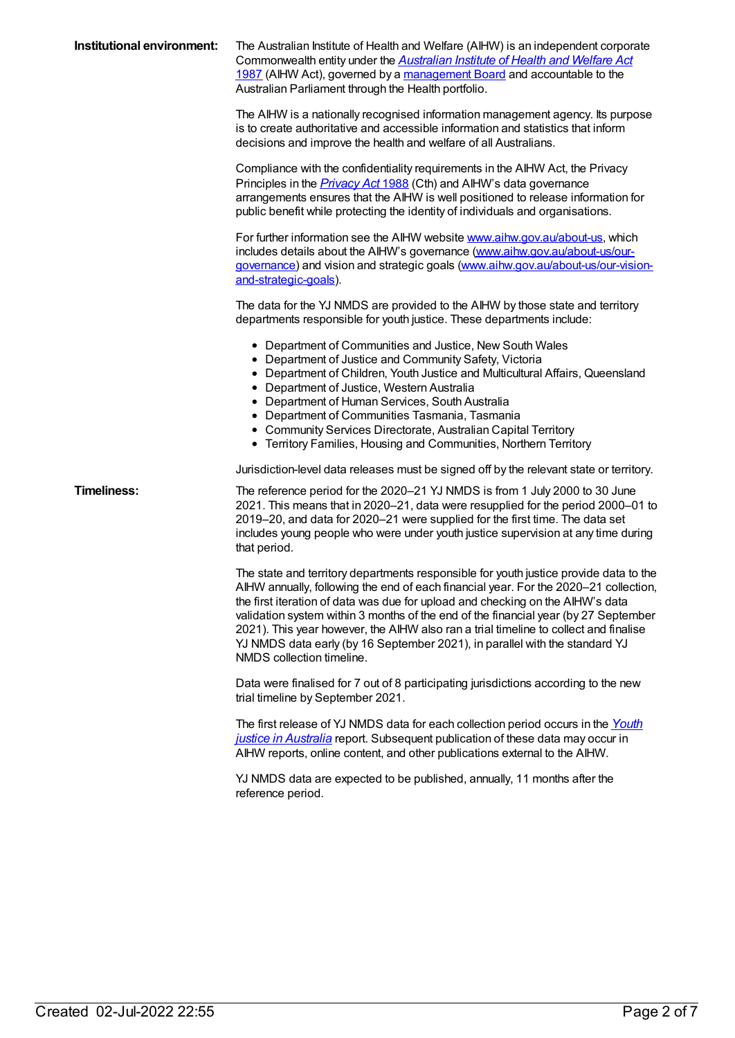**Institutional environment:**

The Australian Institute of Health and Welfare (AIHW) is an independent corporate Commonwealth entity under the *Australian Institute of Health and Welfare Act* 1987 (AIHW Act), governed by a management Board and accountable to the Australian Parliament through the Health portfolio.

The AIHW is a nationally recognised information management agency. Its purpose is to create authoritative and accessible information and statistics that inform decisions and improve the health and welfare of all Australians.

Compliance with the confidentiality requirements in the AIHW Act, the Privacy Principles in the *Privacy Act* 1988 (Cth) and AIHW's data governance arrangements ensures that the AIHW is well positioned to release information for public benefit while protecting the identity of individuals and organisations.

For further information see the AIHW website www.aihw.gov.au/about-us, which includes details about the AIHW's governance (www.aihw.gov.au/about-us/our-governance) and vision and strategic goals (www.aihw.gov.au/about-us/our-vision-and-strategic-goals).

The data for the YJ NMDS are provided to the AIHW by those state and territory departments responsible for youth justice. These departments include:

- Department of Communities and Justice, New South Wales
- Department of Justice and Community Safety, Victoria
- Department of Children, Youth Justice and Multicultural Affairs, Queensland
- Department of Justice, Western Australia
- Department of Human Services, South Australia
- Department of Communities Tasmania, Tasmania
- Community Services Directorate, Australian Capital Territory
- Territory Families, Housing and Communities, Northern Territory

Jurisdiction-level data releases must be signed off by the relevant state or territory.

**Timeliness:**

The reference period for the 2020–21 YJ NMDS is from 1 July 2000 to 30 June 2021. This means that in 2020–21, data were resupplied for the period 2000–01 to 2019–20, and data for 2020–21 were supplied for the first time. The data set includes young people who were under youth justice supervision at any time during that period.

The state and territory departments responsible for youth justice provide data to the AIHW annually, following the end of each financial year. For the 2020–21 collection, the first iteration of data was due for upload and checking on the AIHW's data validation system within 3 months of the end of the financial year (by 27 September 2021). This year however, the AIHW also ran a trial timeline to collect and finalise YJ NMDS data early (by 16 September 2021), in parallel with the standard YJ NMDS collection timeline.

Data were finalised for 7 out of 8 participating jurisdictions according to the new trial timeline by September 2021.

The first release of YJ NMDS data for each collection period occurs in the *Youth justice in Australia* report. Subsequent publication of these data may occur in AIHW reports, online content, and other publications external to the AIHW.

YJ NMDS data are expected to be published, annually, 11 months after the reference period.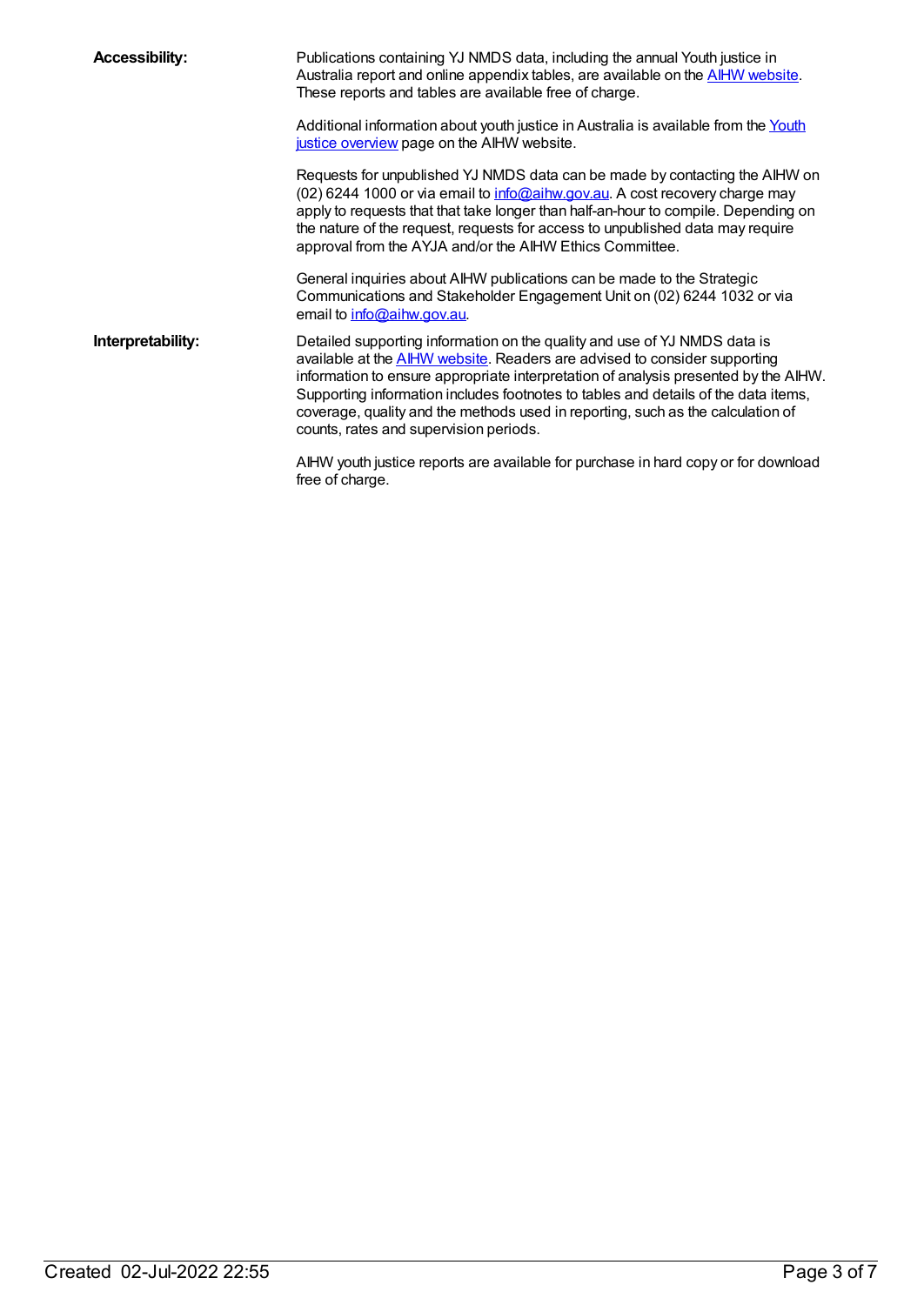**Accessibility:**

Publications containing YJ NMDS data, including the annual Youth justice in Australia report and online appendix tables, are available on the AIHW website. These reports and tables are available free of charge.

Additional information about youth justice in Australia is available from the Youth justice overview page on the AIHW website.

Requests for unpublished YJ NMDS data can be made by contacting the AIHW on (02) 6244 1000 or via email to info@aihw.gov.au. A cost recovery charge may apply to requests that that take longer than half-an-hour to compile. Depending on the nature of the request, requests for access to unpublished data may require approval from the AYJA and/or the AIHW Ethics Committee.

General inquiries about AIHW publications can be made to the Strategic Communications and Stakeholder Engagement Unit on (02) 6244 1032 or via email to info@aihw.gov.au.

**Interpretability:**

Detailed supporting information on the quality and use of YJ NMDS data is available at the AIHW website. Readers are advised to consider supporting information to ensure appropriate interpretation of analysis presented by the AIHW. Supporting information includes footnotes to tables and details of the data items, coverage, quality and the methods used in reporting, such as the calculation of counts, rates and supervision periods.

AIHW youth justice reports are available for purchase in hard copy or for download free of charge.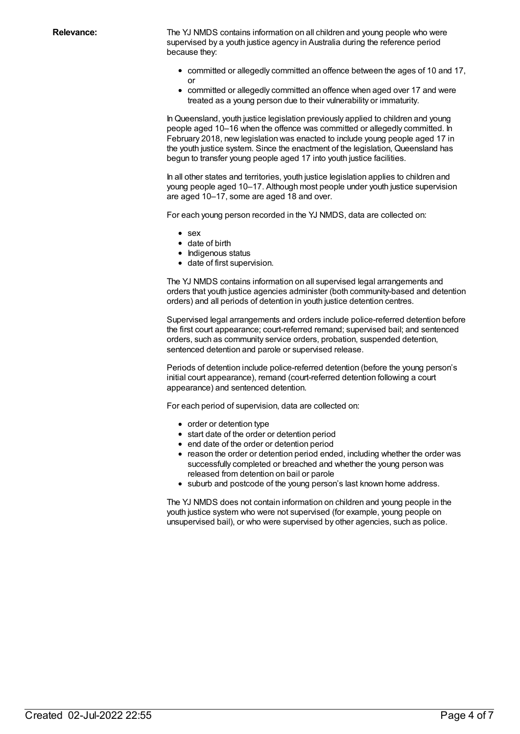**Relevance:**

The YJ NMDS contains information on all children and young people who were supervised by a youth justice agency in Australia during the reference period because they:

- committed or allegedly committed an offence between the ages of 10 and 17, or
- committed or allegedly committed an offence when aged over 17 and were treated as a young person due to their vulnerability or immaturity.

In Queensland, youth justice legislation previously applied to children and young people aged 10–16 when the offence was committed or allegedly committed. In February 2018, new legislation was enacted to include young people aged 17 in the youth justice system. Since the enactment of the legislation, Queensland has begun to transfer young people aged 17 into youth justice facilities.

In all other states and territories, youth justice legislation applies to children and young people aged 10–17. Although most people under youth justice supervision are aged 10–17, some are aged 18 and over.

For each young person recorded in the YJ NMDS, data are collected on:

- sex
- date of birth
- Indigenous status
- date of first supervision.

The YJ NMDS contains information on all supervised legal arrangements and orders that youth justice agencies administer (both community-based and detention orders) and all periods of detention in youth justice detention centres.

Supervised legal arrangements and orders include police-referred detention before the first court appearance; court-referred remand; supervised bail; and sentenced orders, such as community service orders, probation, suspended detention, sentenced detention and parole or supervised release.

Periods of detention include police-referred detention (before the young person's initial court appearance), remand (court-referred detention following a court appearance) and sentenced detention.

For each period of supervision, data are collected on:

- order or detention type
- start date of the order or detention period
- end date of the order or detention period
- reason the order or detention period ended, including whether the order was successfully completed or breached and whether the young person was released from detention on bail or parole
- suburb and postcode of the young person's last known home address.

The YJ NMDS does not contain information on children and young people in the youth justice system who were not supervised (for example, young people on unsupervised bail), or who were supervised by other agencies, such as police.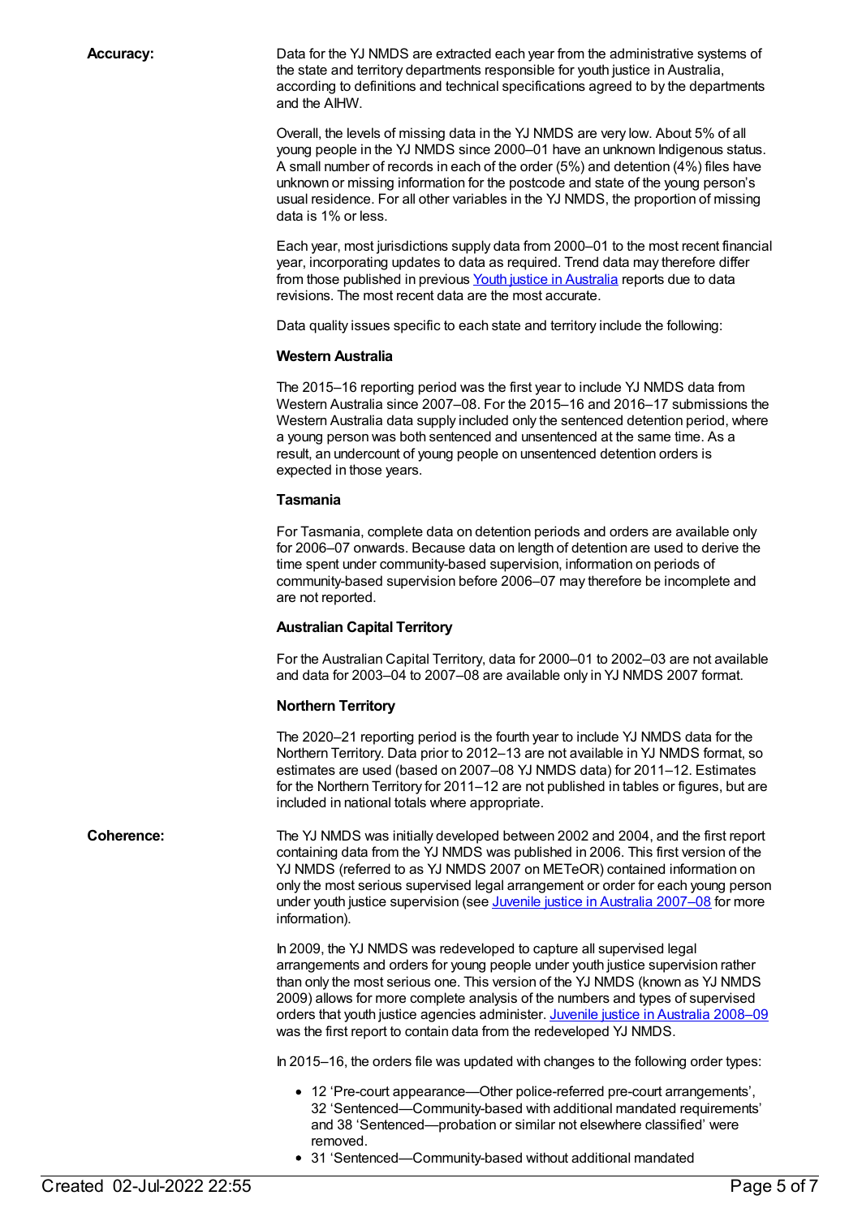**Accuracy:**

Data for the YJ NMDS are extracted each year from the administrative systems of the state and territory departments responsible for youth justice in Australia, according to definitions and technical specifications agreed to by the departments and the AIHW.

Overall, the levels of missing data in the YJ NMDS are very low. About 5% of all young people in the YJ NMDS since 2000–01 have an unknown Indigenous status. A small number of records in each of the order (5%) and detention (4%) files have unknown or missing information for the postcode and state of the young person's usual residence. For all other variables in the YJ NMDS, the proportion of missing data is 1% or less.

Each year, most jurisdictions supply data from 2000–01 to the most recent financial year, incorporating updates to data as required. Trend data may therefore differ from those published in previous Youth justice in Australia reports due to data revisions. The most recent data are the most accurate.

Data quality issues specific to each state and territory include the following:

**Western Australia**

The 2015–16 reporting period was the first year to include YJ NMDS data from Western Australia since 2007–08. For the 2015–16 and 2016–17 submissions the Western Australia data supply included only the sentenced detention period, where a young person was both sentenced and unsentenced at the same time. As a result, an undercount of young people on unsentenced detention orders is expected in those years.

**Tasmania**

For Tasmania, complete data on detention periods and orders are available only for 2006–07 onwards. Because data on length of detention are used to derive the time spent under community-based supervision, information on periods of community-based supervision before 2006–07 may therefore be incomplete and are not reported.

**Australian Capital Territory**

For the Australian Capital Territory, data for 2000–01 to 2002–03 are not available and data for 2003–04 to 2007–08 are available only in YJ NMDS 2007 format.

**Northern Territory**

The 2020–21 reporting period is the fourth year to include YJ NMDS data for the Northern Territory. Data prior to 2012–13 are not available in YJ NMDS format, so estimates are used (based on 2007–08 YJ NMDS data) for 2011–12. Estimates for the Northern Territory for 2011–12 are not published in tables or figures, but are included in national totals where appropriate.

**Coherence:**

The YJ NMDS was initially developed between 2002 and 2004, and the first report containing data from the YJ NMDS was published in 2006. This first version of the YJ NMDS (referred to as YJ NMDS 2007 on METeOR) contained information on only the most serious supervised legal arrangement or order for each young person under youth justice supervision (see Juvenile justice in Australia 2007–08 for more information).

In 2009, the YJ NMDS was redeveloped to capture all supervised legal arrangements and orders for young people under youth justice supervision rather than only the most serious one. This version of the YJ NMDS (known as YJ NMDS 2009) allows for more complete analysis of the numbers and types of supervised orders that youth justice agencies administer. Juvenile justice in Australia 2008–09 was the first report to contain data from the redeveloped YJ NMDS.

In 2015–16, the orders file was updated with changes to the following order types:

- 12 'Pre-court appearance—Other police-referred pre-court arrangements', 32 'Sentenced—Community-based with additional mandated requirements' and 38 'Sentenced—probation or similar not elsewhere classified' were removed.
- 31 'Sentenced—Community-based without additional mandated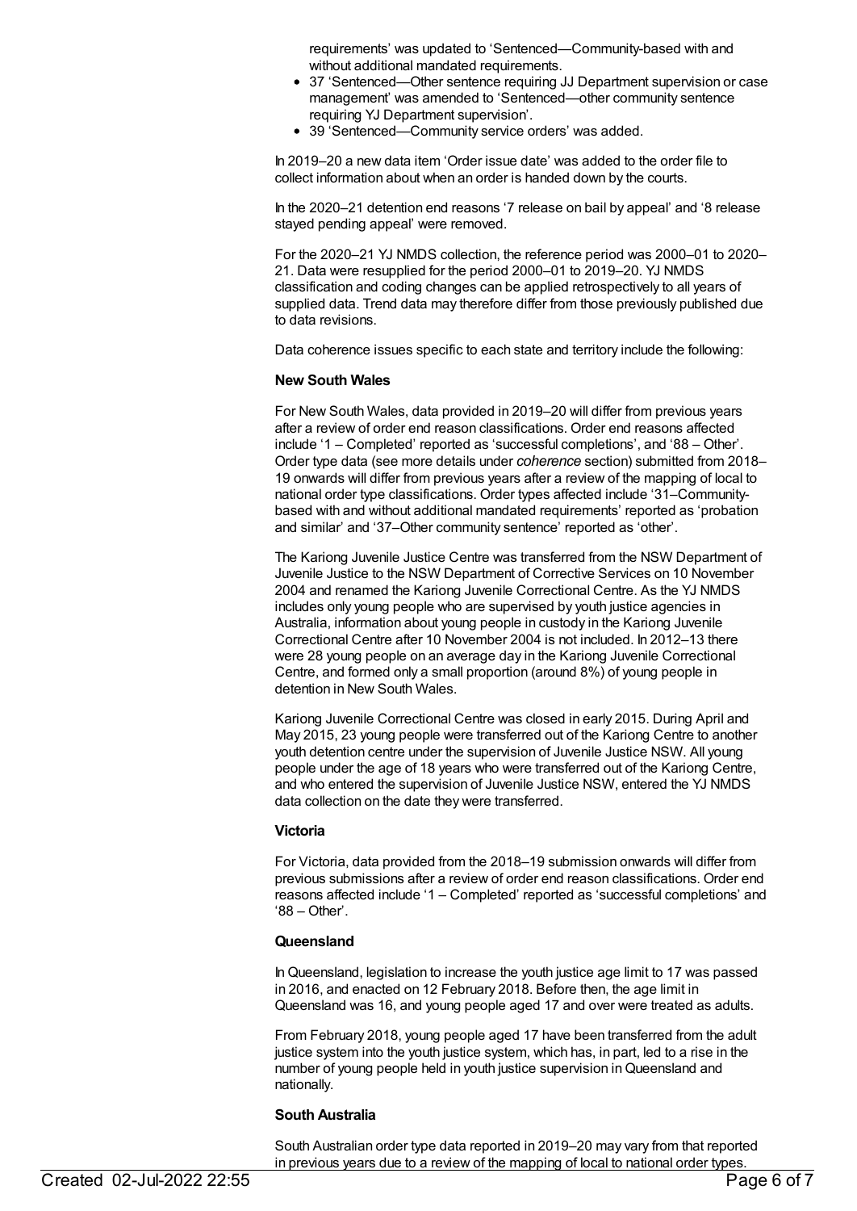requirements' was updated to 'Sentenced—Community-based with and without additional mandated requirements.

- 37 'Sentenced—Other sentence requiring JJ Department supervision or case management' was amended to 'Sentenced—other community sentence requiring YJ Department supervision'.
- 39 'Sentenced—Community service orders' was added.

In 2019–20 a new data item 'Order issue date' was added to the order file to collect information about when an order is handed down by the courts.

In the 2020–21 detention end reasons '7 release on bail by appeal' and '8 release stayed pending appeal' were removed.

For the 2020–21 YJ NMDS collection, the reference period was 2000–01 to 2020–21. Data were resupplied for the period 2000–01 to 2019–20. YJ NMDS classification and coding changes can be applied retrospectively to all years of supplied data. Trend data may therefore differ from those previously published due to data revisions.

Data coherence issues specific to each state and territory include the following:

**New South Wales**

For New South Wales, data provided in 2019–20 will differ from previous years after a review of order end reason classifications. Order end reasons affected include '1 – Completed' reported as 'successful completions', and '88 – Other'. Order type data (see more details under *coherence* section) submitted from 2018–19 onwards will differ from previous years after a review of the mapping of local to national order type classifications. Order types affected include '31–Community-based with and without additional mandated requirements' reported as 'probation and similar' and '37–Other community sentence' reported as 'other'.

The Kariong Juvenile Justice Centre was transferred from the NSW Department of Juvenile Justice to the NSW Department of Corrective Services on 10 November 2004 and renamed the Kariong Juvenile Correctional Centre. As the YJ NMDS includes only young people who are supervised by youth justice agencies in Australia, information about young people in custody in the Kariong Juvenile Correctional Centre after 10 November 2004 is not included. In 2012–13 there were 28 young people on an average day in the Kariong Juvenile Correctional Centre, and formed only a small proportion (around 8%) of young people in detention in New South Wales.

Kariong Juvenile Correctional Centre was closed in early 2015. During April and May 2015, 23 young people were transferred out of the Kariong Centre to another youth detention centre under the supervision of Juvenile Justice NSW. All young people under the age of 18 years who were transferred out of the Kariong Centre, and who entered the supervision of Juvenile Justice NSW, entered the YJ NMDS data collection on the date they were transferred.

**Victoria**

For Victoria, data provided from the 2018–19 submission onwards will differ from previous submissions after a review of order end reason classifications. Order end reasons affected include '1 – Completed' reported as 'successful completions' and '88 – Other'.

**Queensland**

In Queensland, legislation to increase the youth justice age limit to 17 was passed in 2016, and enacted on 12 February 2018. Before then, the age limit in Queensland was 16, and young people aged 17 and over were treated as adults.

From February 2018, young people aged 17 have been transferred from the adult justice system into the youth justice system, which has, in part, led to a rise in the number of young people held in youth justice supervision in Queensland and nationally.

**South Australia**

South Australian order type data reported in 2019–20 may vary from that reported in previous years due to a review of the mapping of local to national order types.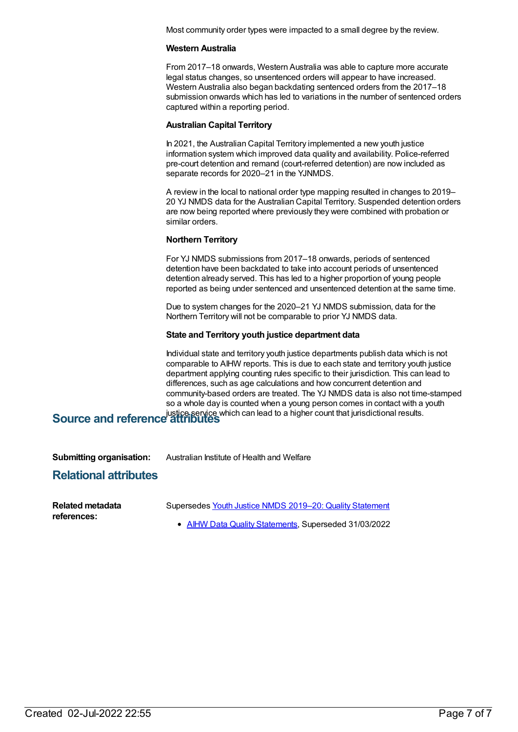Most community order types were impacted to a small degree by the review.

**Western Australia**

From 2017–18 onwards, Western Australia was able to capture more accurate legal status changes, so unsentenced orders will appear to have increased. Western Australia also began backdating sentenced orders from the 2017–18 submission onwards which has led to variations in the number of sentenced orders captured within a reporting period.

**Australian Capital Territory**

In 2021, the Australian Capital Territory implemented a new youth justice information system which improved data quality and availability. Police-referred pre-court detention and remand (court-referred detention) are now included as separate records for 2020–21 in the YJNMDS.

A review in the local to national order type mapping resulted in changes to 2019–20 YJ NMDS data for the Australian Capital Territory. Suspended detention orders are now being reported where previously they were combined with probation or similar orders.

**Northern Territory**

For YJ NMDS submissions from 2017–18 onwards, periods of sentenced detention have been backdated to take into account periods of unsentenced detention already served. This has led to a higher proportion of young people reported as being under sentenced and unsentenced detention at the same time.

Due to system changes for the 2020–21 YJ NMDS submission, data for the Northern Territory will not be comparable to prior YJ NMDS data.

**State and Territory youth justice department data**

Individual state and territory youth justice departments publish data which is not comparable to AIHW reports. This is due to each state and territory youth justice department applying counting rules specific to their jurisdiction. This can lead to differences, such as age calculations and how concurrent detention and community-based orders are treated. The YJ NMDS data is also not time-stamped so a whole day is counted when a young person comes in contact with a youth justice service which can lead to a higher count that jurisdictional results.

## Source and reference attributes

**Submitting organisation:** Australian Institute of Health and Welfare

## Relational attributes

**Related metadata references:**

Supersedes Youth Justice NMDS 2019–20: Quality Statement

- AIHW Data Quality Statements, Superseded 31/03/2022